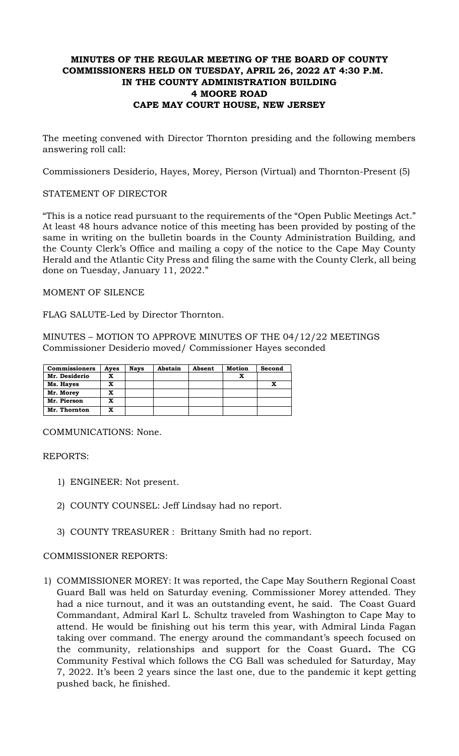# MINUTES OF THE REGULAR MEETING OF THE BOARD OF COUNTY COMMISSIONERS HELD ON TUESDAY, APRIL 26, 2022 AT 4:30 P.M. IN THE COUNTY ADMINISTRATION BUILDING 4 MOORE ROAD CAPE MAY COURT HOUSE, NEW JERSEY

The meeting convened with Director Thornton presiding and the following members answering roll call:

Commissioners Desiderio, Hayes, Morey, Pierson (Virtual) and Thornton-Present (5)

STATEMENT OF DIRECTOR

"This is a notice read pursuant to the requirements of the "Open Public Meetings Act." At least 48 hours advance notice of this meeting has been provided by posting of the same in writing on the bulletin boards in the County Administration Building, and the County Clerk's Office and mailing a copy of the notice to the Cape May County Herald and the Atlantic City Press and filing the same with the County Clerk, all being done on Tuesday, January 11, 2022."

MOMENT OF SILENCE

FLAG SALUTE-Led by Director Thornton.

MINUTES – MOTION TO APPROVE MINUTES OF THE 04/12/22 MEETINGS
Commissioner Desiderio moved/ Commissioner Hayes seconded

| Commissioners | Ayes | Nays | Abstain | Absent | Motion | Second |
|---|---|---|---|---|---|---|
| Mr. Desiderio | X | | | | X | |
| Ms. Hayes | X | | | | | X |
| Mr. Morey | X | | | | | |
| Mr. Pierson | X | | | | | |
| Mr. Thornton | X | | | | | |

COMMUNICATIONS: None.

REPORTS:

1) ENGINEER: Not present.
2) COUNTY COUNSEL: Jeff Lindsay had no report.
3) COUNTY TREASURER : Brittany Smith had no report.

COMMISSIONER REPORTS:

1) COMMISSIONER MOREY: It was reported, the Cape May Southern Regional Coast Guard Ball was held on Saturday evening. Commissioner Morey attended. They had a nice turnout, and it was an outstanding event, he said. The Coast Guard Commandant, Admiral Karl L. Schultz traveled from Washington to Cape May to attend. He would be finishing out his term this year, with Admiral Linda Fagan taking over command. The energy around the commandant's speech focused on the community, relationships and support for the Coast Guard**.** The CG Community Festival which follows the CG Ball was scheduled for Saturday, May 7, 2022. It's been 2 years since the last one, due to the pandemic it kept getting pushed back, he finished.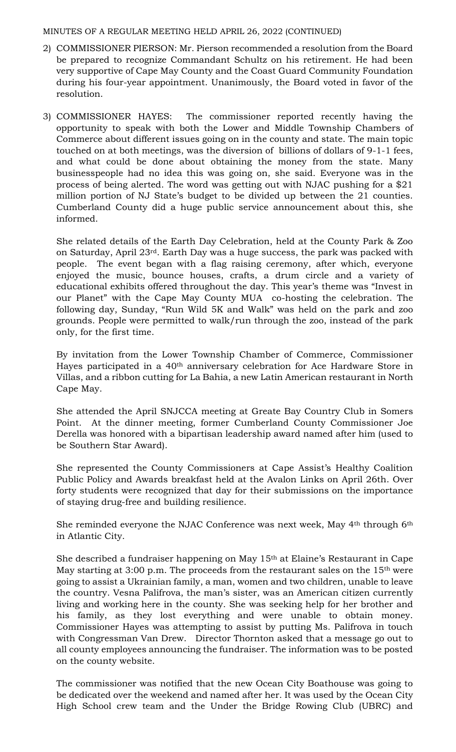MINUTES OF A REGULAR MEETING HELD APRIL 26, 2022 (CONTINUED)

2) COMMISSIONER PIERSON: Mr. Pierson recommended a resolution from the Board be prepared to recognize Commandant Schultz on his retirement. He had been very supportive of Cape May County and the Coast Guard Community Foundation during his four-year appointment. Unanimously, the Board voted in favor of the resolution.

3) COMMISSIONER HAYES: The commissioner reported recently having the opportunity to speak with both the Lower and Middle Township Chambers of Commerce about different issues going on in the county and state. The main topic touched on at both meetings, was the diversion of billions of dollars of 9-1-1 fees, and what could be done about obtaining the money from the state. Many businesspeople had no idea this was going on, she said. Everyone was in the process of being alerted. The word was getting out with NJAC pushing for a $21 million portion of NJ State's budget to be divided up between the 21 counties. Cumberland County did a huge public service announcement about this, she informed.

   She related details of the Earth Day Celebration, held at the County Park & Zoo on Saturday, April 23rd. Earth Day was a huge success, the park was packed with people. The event began with a flag raising ceremony, after which, everyone enjoyed the music, bounce houses, crafts, a drum circle and a variety of educational exhibits offered throughout the day. This year's theme was "Invest in our Planet" with the Cape May County MUA co-hosting the celebration. The following day, Sunday, "Run Wild 5K and Walk" was held on the park and zoo grounds. People were permitted to walk/run through the zoo, instead of the park only, for the first time.

   By invitation from the Lower Township Chamber of Commerce, Commissioner Hayes participated in a 40th anniversary celebration for Ace Hardware Store in Villas, and a ribbon cutting for La Bahia, a new Latin American restaurant in North Cape May.

   She attended the April SNJCCA meeting at Greate Bay Country Club in Somers Point. At the dinner meeting, former Cumberland County Commissioner Joe Derella was honored with a bipartisan leadership award named after him (used to be Southern Star Award).

   She represented the County Commissioners at Cape Assist's Healthy Coalition Public Policy and Awards breakfast held at the Avalon Links on April 26th. Over forty students were recognized that day for their submissions on the importance of staying drug-free and building resilience.

   She reminded everyone the NJAC Conference was next week, May 4th through 6th in Atlantic City.

   She described a fundraiser happening on May 15th at Elaine's Restaurant in Cape May starting at 3:00 p.m. The proceeds from the restaurant sales on the 15th were going to assist a Ukrainian family, a man, women and two children, unable to leave the country. Vesna Palifrova, the man's sister, was an American citizen currently living and working here in the county. She was seeking help for her brother and his family, as they lost everything and were unable to obtain money. Commissioner Hayes was attempting to assist by putting Ms. Palifrova in touch with Congressman Van Drew. Director Thornton asked that a message go out to all county employees announcing the fundraiser. The information was to be posted on the county website.

   The commissioner was notified that the new Ocean City Boathouse was going to be dedicated over the weekend and named after her. It was used by the Ocean City High School crew team and the Under the Bridge Rowing Club (UBRC) and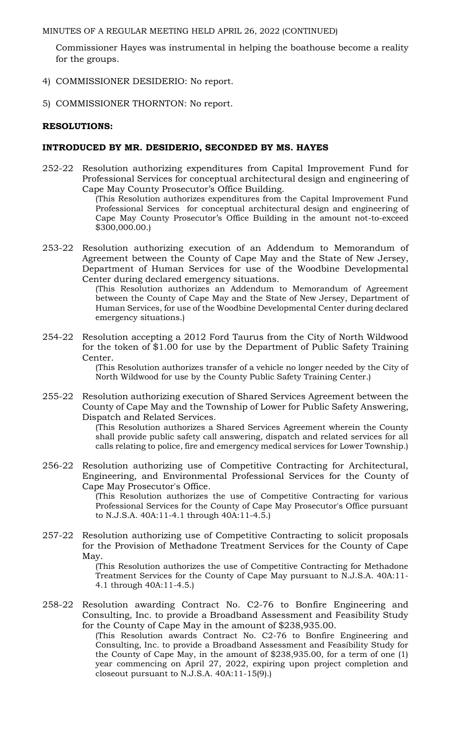Commissioner Hayes was instrumental in helping the boathouse become a reality for the groups.

4) COMMISSIONER DESIDERIO: No report.

5) COMMISSIONER THORNTON: No report.

**RESOLUTIONS:**

**INTRODUCED BY MR. DESIDERIO, SECONDED BY MS. HAYES**

252-22 Resolution authorizing expenditures from Capital Improvement Fund for Professional Services for conceptual architectural design and engineering of Cape May County Prosecutor's Office Building.

(This Resolution authorizes expenditures from the Capital Improvement Fund Professional Services for conceptual architectural design and engineering of Cape May County Prosecutor's Office Building in the amount not-to-exceed $300,000.00.)

253-22 Resolution authorizing execution of an Addendum to Memorandum of Agreement between the County of Cape May and the State of New Jersey, Department of Human Services for use of the Woodbine Developmental Center during declared emergency situations.

(This Resolution authorizes an Addendum to Memorandum of Agreement between the County of Cape May and the State of New Jersey, Department of Human Services, for use of the Woodbine Developmental Center during declared emergency situations.)

254-22 Resolution accepting a 2012 Ford Taurus from the City of North Wildwood for the token of $1.00 for use by the Department of Public Safety Training Center.

(This Resolution authorizes transfer of a vehicle no longer needed by the City of North Wildwood for use by the County Public Safety Training Center.)

255-22 Resolution authorizing execution of Shared Services Agreement between the County of Cape May and the Township of Lower for Public Safety Answering, Dispatch and Related Services.

(This Resolution authorizes a Shared Services Agreement wherein the County shall provide public safety call answering, dispatch and related services for all calls relating to police, fire and emergency medical services for Lower Township.)

256-22 Resolution authorizing use of Competitive Contracting for Architectural, Engineering, and Environmental Professional Services for the County of Cape May Prosecutor's Office.

(This Resolution authorizes the use of Competitive Contracting for various Professional Services for the County of Cape May Prosecutor's Office pursuant to N.J.S.A. 40A:11-4.1 through 40A:11-4.5.)

257-22 Resolution authorizing use of Competitive Contracting to solicit proposals for the Provision of Methadone Treatment Services for the County of Cape May.

(This Resolution authorizes the use of Competitive Contracting for Methadone Treatment Services for the County of Cape May pursuant to N.J.S.A. 40A:11-4.1 through 40A:11-4.5.)

258-22 Resolution awarding Contract No. C2-76 to Bonfire Engineering and Consulting, Inc. to provide a Broadband Assessment and Feasibility Study for the County of Cape May in the amount of $238,935.00.

(This Resolution awards Contract No. C2-76 to Bonfire Engineering and Consulting, Inc. to provide a Broadband Assessment and Feasibility Study for the County of Cape May, in the amount of $238,935.00, for a term of one (1) year commencing on April 27, 2022, expiring upon project completion and closeout pursuant to N.J.S.A. 40A:11-15(9).)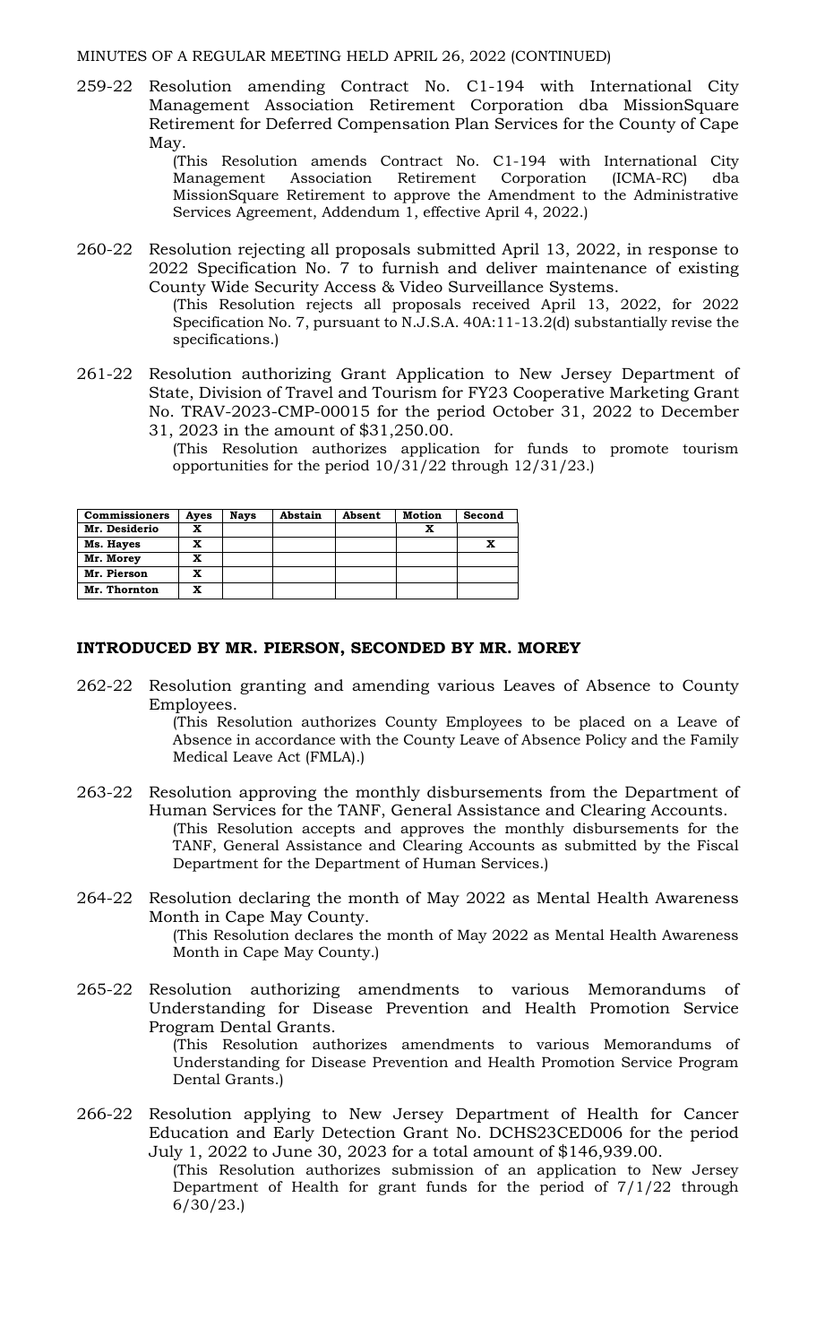MINUTES OF A REGULAR MEETING HELD APRIL 26, 2022 (CONTINUED)

259-22 Resolution amending Contract No. C1-194 with International City Management Association Retirement Corporation dba MissionSquare Retirement for Deferred Compensation Plan Services for the County of Cape May.

(This Resolution amends Contract No. C1-194 with International City Management Association Retirement Corporation (ICMA-RC) dba MissionSquare Retirement to approve the Amendment to the Administrative Services Agreement, Addendum 1, effective April 4, 2022.)

260-22 Resolution rejecting all proposals submitted April 13, 2022, in response to 2022 Specification No. 7 to furnish and deliver maintenance of existing County Wide Security Access & Video Surveillance Systems.

(This Resolution rejects all proposals received April 13, 2022, for 2022 Specification No. 7, pursuant to N.J.S.A. 40A:11-13.2(d) substantially revise the specifications.)

261-22 Resolution authorizing Grant Application to New Jersey Department of State, Division of Travel and Tourism for FY23 Cooperative Marketing Grant No. TRAV-2023-CMP-00015 for the period October 31, 2022 to December 31, 2023 in the amount of $31,250.00.

(This Resolution authorizes application for funds to promote tourism opportunities for the period 10/31/22 through 12/31/23.)

| Commissioners | Ayes | Nays | Abstain | Absent | Motion | Second |
|---|---|---|---|---|---|---|
| Mr. Desiderio | X | | | | X | |
| Ms. Hayes | X | | | | | X |
| Mr. Morey | X | | | | | |
| Mr. Pierson | X | | | | | |
| Mr. Thornton | X | | | | | |

**INTRODUCED BY MR. PIERSON, SECONDED BY MR. MOREY**

262-22 Resolution granting and amending various Leaves of Absence to County Employees.

(This Resolution authorizes County Employees to be placed on a Leave of Absence in accordance with the County Leave of Absence Policy and the Family Medical Leave Act (FMLA).)

263-22 Resolution approving the monthly disbursements from the Department of Human Services for the TANF, General Assistance and Clearing Accounts.

(This Resolution accepts and approves the monthly disbursements for the TANF, General Assistance and Clearing Accounts as submitted by the Fiscal Department for the Department of Human Services.)

264-22 Resolution declaring the month of May 2022 as Mental Health Awareness Month in Cape May County.

(This Resolution declares the month of May 2022 as Mental Health Awareness Month in Cape May County.)

265-22 Resolution authorizing amendments to various Memorandums of Understanding for Disease Prevention and Health Promotion Service Program Dental Grants.

(This Resolution authorizes amendments to various Memorandums of Understanding for Disease Prevention and Health Promotion Service Program Dental Grants.)

266-22 Resolution applying to New Jersey Department of Health for Cancer Education and Early Detection Grant No. DCHS23CED006 for the period July 1, 2022 to June 30, 2023 for a total amount of $146,939.00.

(This Resolution authorizes submission of an application to New Jersey Department of Health for grant funds for the period of 7/1/22 through 6/30/23.)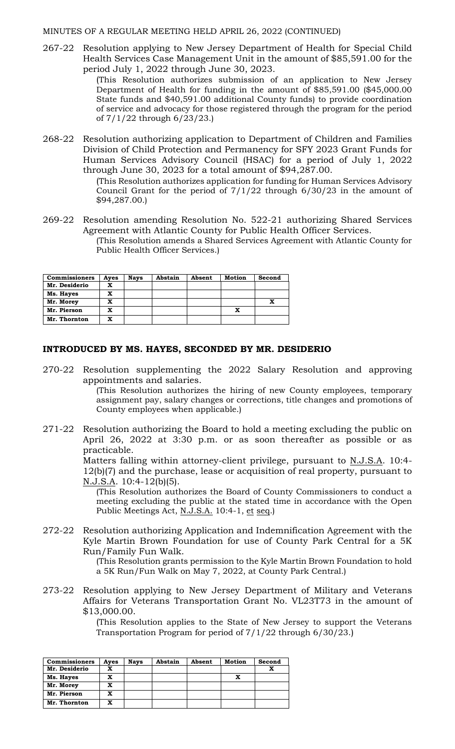MINUTES OF A REGULAR MEETING HELD APRIL 26, 2022 (CONTINUED)

267-22 Resolution applying to New Jersey Department of Health for Special Child Health Services Case Management Unit in the amount of $85,591.00 for the period July 1, 2022 through June 30, 2023.

(This Resolution authorizes submission of an application to New Jersey Department of Health for funding in the amount of $85,591.00 ($45,000.00 State funds and $40,591.00 additional County funds) to provide coordination of service and advocacy for those registered through the program for the period of 7/1/22 through 6/23/23.)

268-22 Resolution authorizing application to Department of Children and Families Division of Child Protection and Permanency for SFY 2023 Grant Funds for Human Services Advisory Council (HSAC) for a period of July 1, 2022 through June 30, 2023 for a total amount of $94,287.00.

(This Resolution authorizes application for funding for Human Services Advisory Council Grant for the period of 7/1/22 through 6/30/23 in the amount of $94,287.00.)

269-22 Resolution amending Resolution No. 522-21 authorizing Shared Services Agreement with Atlantic County for Public Health Officer Services.

(This Resolution amends a Shared Services Agreement with Atlantic County for Public Health Officer Services.)

| Commissioners | Ayes | Nays | Abstain | Absent | Motion | Second |
|---|---|---|---|---|---|---|
| Mr. Desiderio | X | | | | | |
| Ms. Hayes | X | | | | | |
| Mr. Morey | X | | | | | X |
| Mr. Pierson | X | | | | X | |
| Mr. Thornton | X | | | | | |

**INTRODUCED BY MS. HAYES, SECONDED BY MR. DESIDERIO**

270-22 Resolution supplementing the 2022 Salary Resolution and approving appointments and salaries.

(This Resolution authorizes the hiring of new County employees, temporary assignment pay, salary changes or corrections, title changes and promotions of County employees when applicable.)

271-22 Resolution authorizing the Board to hold a meeting excluding the public on April 26, 2022 at 3:30 p.m. or as soon thereafter as possible or as practicable.

Matters falling within attorney-client privilege, pursuant to N.J.S.A. 10:4-12(b)(7) and the purchase, lease or acquisition of real property, pursuant to N.J.S.A. 10:4-12(b)(5).

(This Resolution authorizes the Board of County Commissioners to conduct a meeting excluding the public at the stated time in accordance with the Open Public Meetings Act, N.J.S.A. 10:4-1, et seq.)

272-22 Resolution authorizing Application and Indemnification Agreement with the Kyle Martin Brown Foundation for use of County Park Central for a 5K Run/Family Fun Walk.

(This Resolution grants permission to the Kyle Martin Brown Foundation to hold a 5K Run/Fun Walk on May 7, 2022, at County Park Central.)

273-22 Resolution applying to New Jersey Department of Military and Veterans Affairs for Veterans Transportation Grant No. VL23T73 in the amount of $13,000.00.

(This Resolution applies to the State of New Jersey to support the Veterans Transportation Program for period of 7/1/22 through 6/30/23.)

| Commissioners | Ayes | Nays | Abstain | Absent | Motion | Second |
|---|---|---|---|---|---|---|
| Mr. Desiderio | X | | | | | X |
| Ms. Hayes | X | | | | X | |
| Mr. Morey | X | | | | | |
| Mr. Pierson | X | | | | | |
| Mr. Thornton | X | | | | | |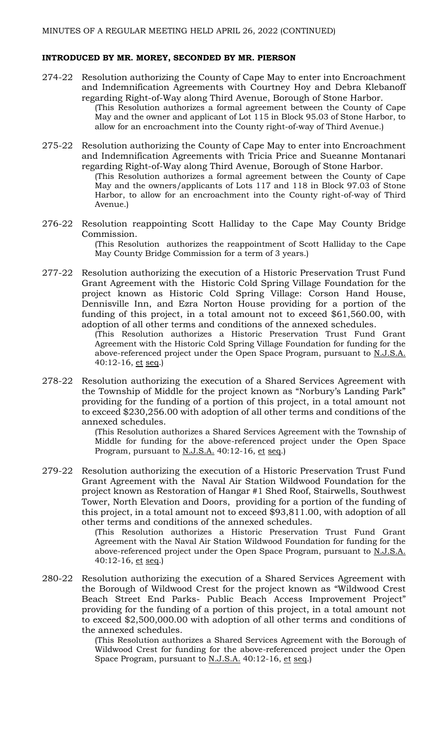**INTRODUCED BY MR. MOREY, SECONDED BY MR. PIERSON**

274-22 Resolution authorizing the County of Cape May to enter into Encroachment and Indemnification Agreements with Courtney Hoy and Debra Klebanoff regarding Right-of-Way along Third Avenue, Borough of Stone Harbor.

(This Resolution authorizes a formal agreement between the County of Cape May and the owner and applicant of Lot 115 in Block 95.03 of Stone Harbor, to allow for an encroachment into the County right-of-way of Third Avenue.)

275-22 Resolution authorizing the County of Cape May to enter into Encroachment and Indemnification Agreements with Tricia Price and Sueanne Montanari regarding Right-of-Way along Third Avenue, Borough of Stone Harbor.

(This Resolution authorizes a formal agreement between the County of Cape May and the owners/applicants of Lots 117 and 118 in Block 97.03 of Stone Harbor, to allow for an encroachment into the County right-of-way of Third Avenue.)

276-22 Resolution reappointing Scott Halliday to the Cape May County Bridge Commission.

(This Resolution authorizes the reappointment of Scott Halliday to the Cape May County Bridge Commission for a term of 3 years.)

277-22 Resolution authorizing the execution of a Historic Preservation Trust Fund Grant Agreement with the Historic Cold Spring Village Foundation for the project known as Historic Cold Spring Village: Corson Hand House, Dennisville Inn, and Ezra Norton House providing for a portion of the funding of this project, in a total amount not to exceed $61,560.00, with adoption of all other terms and conditions of the annexed schedules.

(This Resolution authorizes a Historic Preservation Trust Fund Grant Agreement with the Historic Cold Spring Village Foundation for funding for the above-referenced project under the Open Space Program, pursuant to N.J.S.A. 40:12-16, et seq.)

278-22 Resolution authorizing the execution of a Shared Services Agreement with the Township of Middle for the project known as "Norbury's Landing Park" providing for the funding of a portion of this project, in a total amount not to exceed $230,256.00 with adoption of all other terms and conditions of the annexed schedules.

(This Resolution authorizes a Shared Services Agreement with the Township of Middle for funding for the above-referenced project under the Open Space Program, pursuant to N.J.S.A. 40:12-16, et seq.)

279-22 Resolution authorizing the execution of a Historic Preservation Trust Fund Grant Agreement with the Naval Air Station Wildwood Foundation for the project known as Restoration of Hangar #1 Shed Roof, Stairwells, Southwest Tower, North Elevation and Doors, providing for a portion of the funding of this project, in a total amount not to exceed $93,811.00, with adoption of all other terms and conditions of the annexed schedules.

(This Resolution authorizes a Historic Preservation Trust Fund Grant Agreement with the Naval Air Station Wildwood Foundation for funding for the above-referenced project under the Open Space Program, pursuant to N.J.S.A. 40:12-16, et seq.)

280-22 Resolution authorizing the execution of a Shared Services Agreement with the Borough of Wildwood Crest for the project known as "Wildwood Crest Beach Street End Parks- Public Beach Access Improvement Project" providing for the funding of a portion of this project, in a total amount not to exceed $2,500,000.00 with adoption of all other terms and conditions of the annexed schedules.

(This Resolution authorizes a Shared Services Agreement with the Borough of Wildwood Crest for funding for the above-referenced project under the Open Space Program, pursuant to N.J.S.A. 40:12-16, et seq.)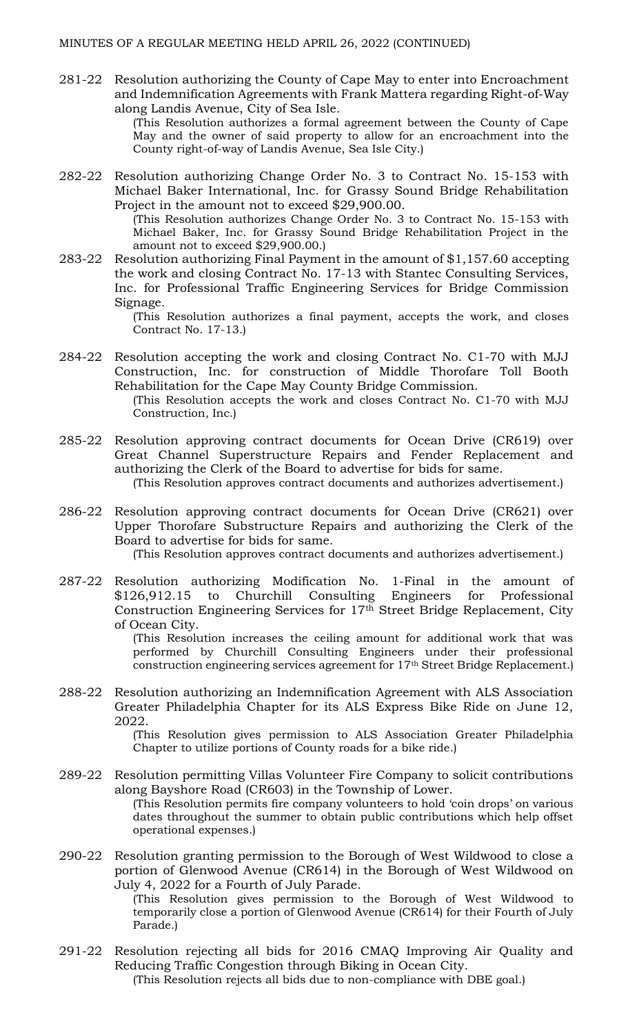MINUTES OF A REGULAR MEETING HELD APRIL 26, 2022 (CONTINUED)

281-22 Resolution authorizing the County of Cape May to enter into Encroachment and Indemnification Agreements with Frank Mattera regarding Right-of-Way along Landis Avenue, City of Sea Isle.

(This Resolution authorizes a formal agreement between the County of Cape May and the owner of said property to allow for an encroachment into the County right-of-way of Landis Avenue, Sea Isle City.)

282-22 Resolution authorizing Change Order No. 3 to Contract No. 15-153 with Michael Baker International, Inc. for Grassy Sound Bridge Rehabilitation Project in the amount not to exceed $29,900.00.

(This Resolution authorizes Change Order No. 3 to Contract No. 15-153 with Michael Baker, Inc. for Grassy Sound Bridge Rehabilitation Project in the amount not to exceed $29,900.00.)

283-22 Resolution authorizing Final Payment in the amount of $1,157.60 accepting the work and closing Contract No. 17-13 with Stantec Consulting Services, Inc. for Professional Traffic Engineering Services for Bridge Commission Signage.

(This Resolution authorizes a final payment, accepts the work, and closes Contract No. 17-13.)

284-22 Resolution accepting the work and closing Contract No. C1-70 with MJJ Construction, Inc. for construction of Middle Thorofare Toll Booth Rehabilitation for the Cape May County Bridge Commission.

(This Resolution accepts the work and closes Contract No. C1-70 with MJJ Construction, Inc.)

285-22 Resolution approving contract documents for Ocean Drive (CR619) over Great Channel Superstructure Repairs and Fender Replacement and authorizing the Clerk of the Board to advertise for bids for same.

(This Resolution approves contract documents and authorizes advertisement.)

286-22 Resolution approving contract documents for Ocean Drive (CR621) over Upper Thorofare Substructure Repairs and authorizing the Clerk of the Board to advertise for bids for same.

(This Resolution approves contract documents and authorizes advertisement.)

287-22 Resolution authorizing Modification No. 1-Final in the amount of $126,912.15 to Churchill Consulting Engineers for Professional Construction Engineering Services for 17th Street Bridge Replacement, City of Ocean City.

(This Resolution increases the ceiling amount for additional work that was performed by Churchill Consulting Engineers under their professional construction engineering services agreement for 17th Street Bridge Replacement.)

288-22 Resolution authorizing an Indemnification Agreement with ALS Association Greater Philadelphia Chapter for its ALS Express Bike Ride on June 12, 2022.

(This Resolution gives permission to ALS Association Greater Philadelphia Chapter to utilize portions of County roads for a bike ride.)

289-22 Resolution permitting Villas Volunteer Fire Company to solicit contributions along Bayshore Road (CR603) in the Township of Lower.

(This Resolution permits fire company volunteers to hold 'coin drops' on various dates throughout the summer to obtain public contributions which help offset operational expenses.)

290-22 Resolution granting permission to the Borough of West Wildwood to close a portion of Glenwood Avenue (CR614) in the Borough of West Wildwood on July 4, 2022 for a Fourth of July Parade.

(This Resolution gives permission to the Borough of West Wildwood to temporarily close a portion of Glenwood Avenue (CR614) for their Fourth of July Parade.)

291-22 Resolution rejecting all bids for 2016 CMAQ Improving Air Quality and Reducing Traffic Congestion through Biking in Ocean City.

(This Resolution rejects all bids due to non-compliance with DBE goal.)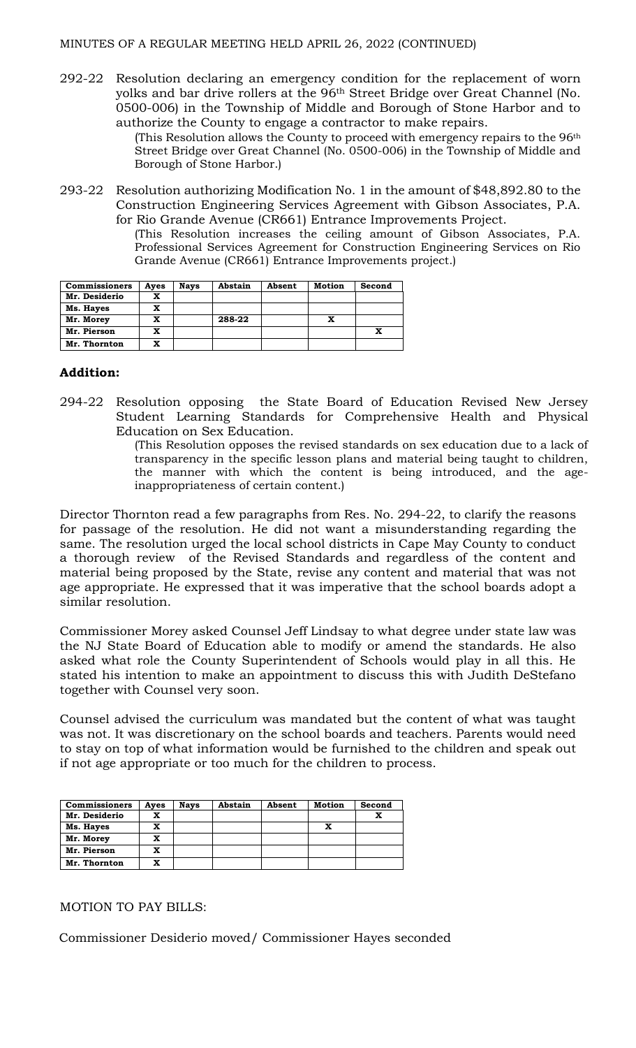292-22 Resolution declaring an emergency condition for the replacement of worn yolks and bar drive rollers at the 96th Street Bridge over Great Channel (No. 0500-006) in the Township of Middle and Borough of Stone Harbor and to authorize the County to engage a contractor to make repairs.

(This Resolution allows the County to proceed with emergency repairs to the 96th Street Bridge over Great Channel (No. 0500-006) in the Township of Middle and Borough of Stone Harbor.)

293-22 Resolution authorizing Modification No. 1 in the amount of $48,892.80 to the Construction Engineering Services Agreement with Gibson Associates, P.A. for Rio Grande Avenue (CR661) Entrance Improvements Project.

(This Resolution increases the ceiling amount of Gibson Associates, P.A. Professional Services Agreement for Construction Engineering Services on Rio Grande Avenue (CR661) Entrance Improvements project.)

| Commissioners | Ayes | Nays | Abstain | Absent | Motion | Second |
|---|---|---|---|---|---|---|
| Mr. Desiderio | X | | | | | |
| Ms. Hayes | X | | | | | |
| Mr. Morey | X | | 288-22 | | X | |
| Mr. Pierson | X | | | | | X |
| Mr. Thornton | X | | | | | |

### Addition:

294-22 Resolution opposing the State Board of Education Revised New Jersey Student Learning Standards for Comprehensive Health and Physical Education on Sex Education.

(This Resolution opposes the revised standards on sex education due to a lack of transparency in the specific lesson plans and material being taught to children, the manner with which the content is being introduced, and the age-inappropriateness of certain content.)

Director Thornton read a few paragraphs from Res. No. 294-22, to clarify the reasons for passage of the resolution. He did not want a misunderstanding regarding the same. The resolution urged the local school districts in Cape May County to conduct a thorough review of the Revised Standards and regardless of the content and material being proposed by the State, revise any content and material that was not age appropriate. He expressed that it was imperative that the school boards adopt a similar resolution.

Commissioner Morey asked Counsel Jeff Lindsay to what degree under state law was the NJ State Board of Education able to modify or amend the standards. He also asked what role the County Superintendent of Schools would play in all this. He stated his intention to make an appointment to discuss this with Judith DeStefano together with Counsel very soon.

Counsel advised the curriculum was mandated but the content of what was taught was not. It was discretionary on the school boards and teachers. Parents would need to stay on top of what information would be furnished to the children and speak out if not age appropriate or too much for the children to process.

| Commissioners | Ayes | Nays | Abstain | Absent | Motion | Second |
|---|---|---|---|---|---|---|
| Mr. Desiderio | X | | | | | X |
| Ms. Hayes | X | | | | X | |
| Mr. Morey | X | | | | | |
| Mr. Pierson | X | | | | | |
| Mr. Thornton | X | | | | | |

MOTION TO PAY BILLS:

Commissioner Desiderio moved/ Commissioner Hayes seconded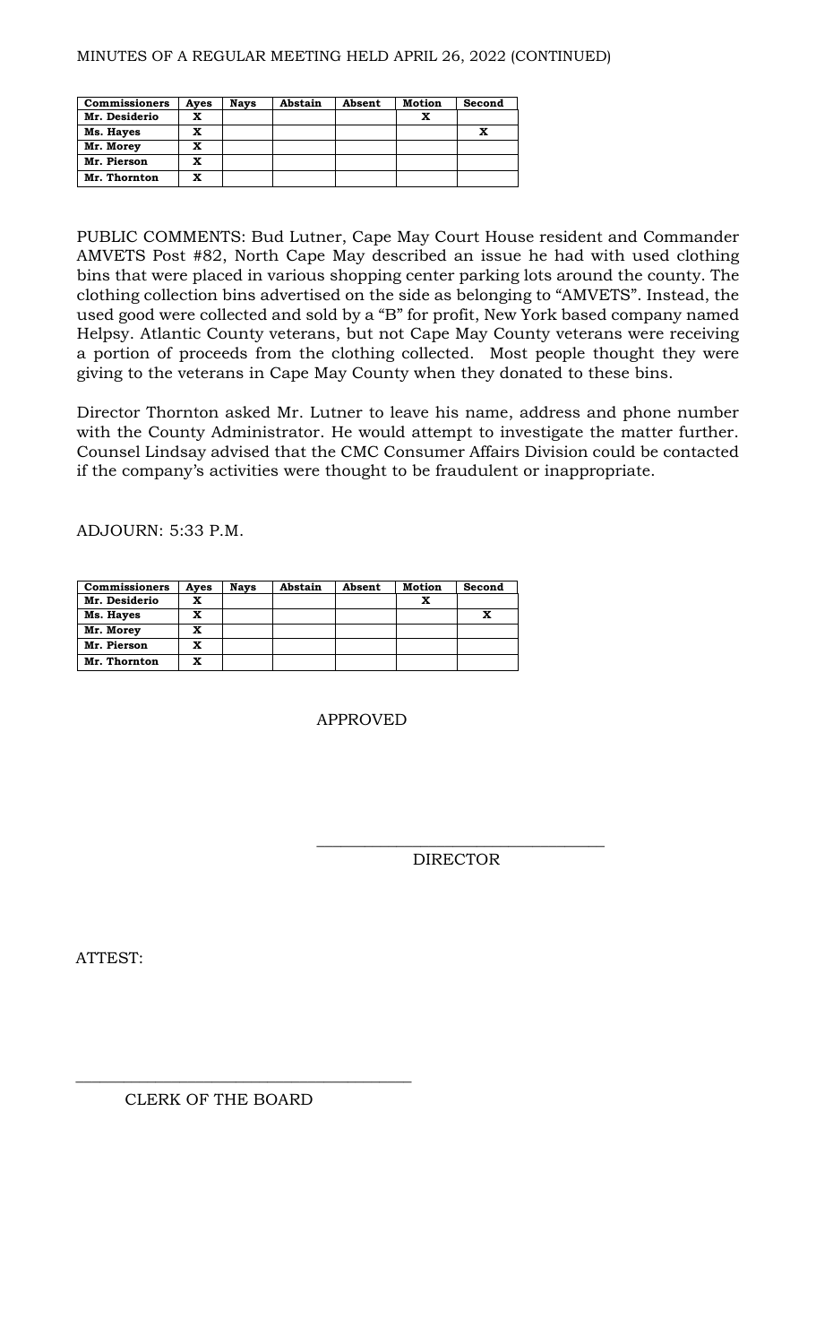MINUTES OF A REGULAR MEETING HELD APRIL 26, 2022 (CONTINUED)

| Commissioners | Ayes | Nays | Abstain | Absent | Motion | Second |
|---|---|---|---|---|---|---|
| Mr. Desiderio | X | | | | X | |
| Ms. Hayes | X | | | | | X |
| Mr. Morey | X | | | | | |
| Mr. Pierson | X | | | | | |
| Mr. Thornton | X | | | | | |

PUBLIC COMMENTS: Bud Lutner, Cape May Court House resident and Commander AMVETS Post #82, North Cape May described an issue he had with used clothing bins that were placed in various shopping center parking lots around the county. The clothing collection bins advertised on the side as belonging to "AMVETS". Instead, the used good were collected and sold by a "B" for profit, New York based company named Helpsy. Atlantic County veterans, but not Cape May County veterans were receiving a portion of proceeds from the clothing collected. Most people thought they were giving to the veterans in Cape May County when they donated to these bins.

Director Thornton asked Mr. Lutner to leave his name, address and phone number with the County Administrator. He would attempt to investigate the matter further. Counsel Lindsay advised that the CMC Consumer Affairs Division could be contacted if the company's activities were thought to be fraudulent or inappropriate.

ADJOURN: 5:33 P.M.

| Commissioners | Ayes | Nays | Abstain | Absent | Motion | Second |
|---|---|---|---|---|---|---|
| Mr. Desiderio | X | | | | X | |
| Ms. Hayes | X | | | | | X |
| Mr. Morey | X | | | | | |
| Mr. Pierson | X | | | | | |
| Mr. Thornton | X | | | | | |

APPROVED

\_\_\_\_\_\_\_\_\_\_\_\_\_\_\_\_\_\_\_\_\_\_\_\_\_\_\_\_\_\_\_\_\_\_\_\_

DIRECTOR

ATTEST:

\_\_\_\_\_\_\_\_\_\_\_\_\_\_\_\_\_\_\_\_\_\_\_\_\_\_\_\_\_\_\_\_\_\_\_\_

CLERK OF THE BOARD